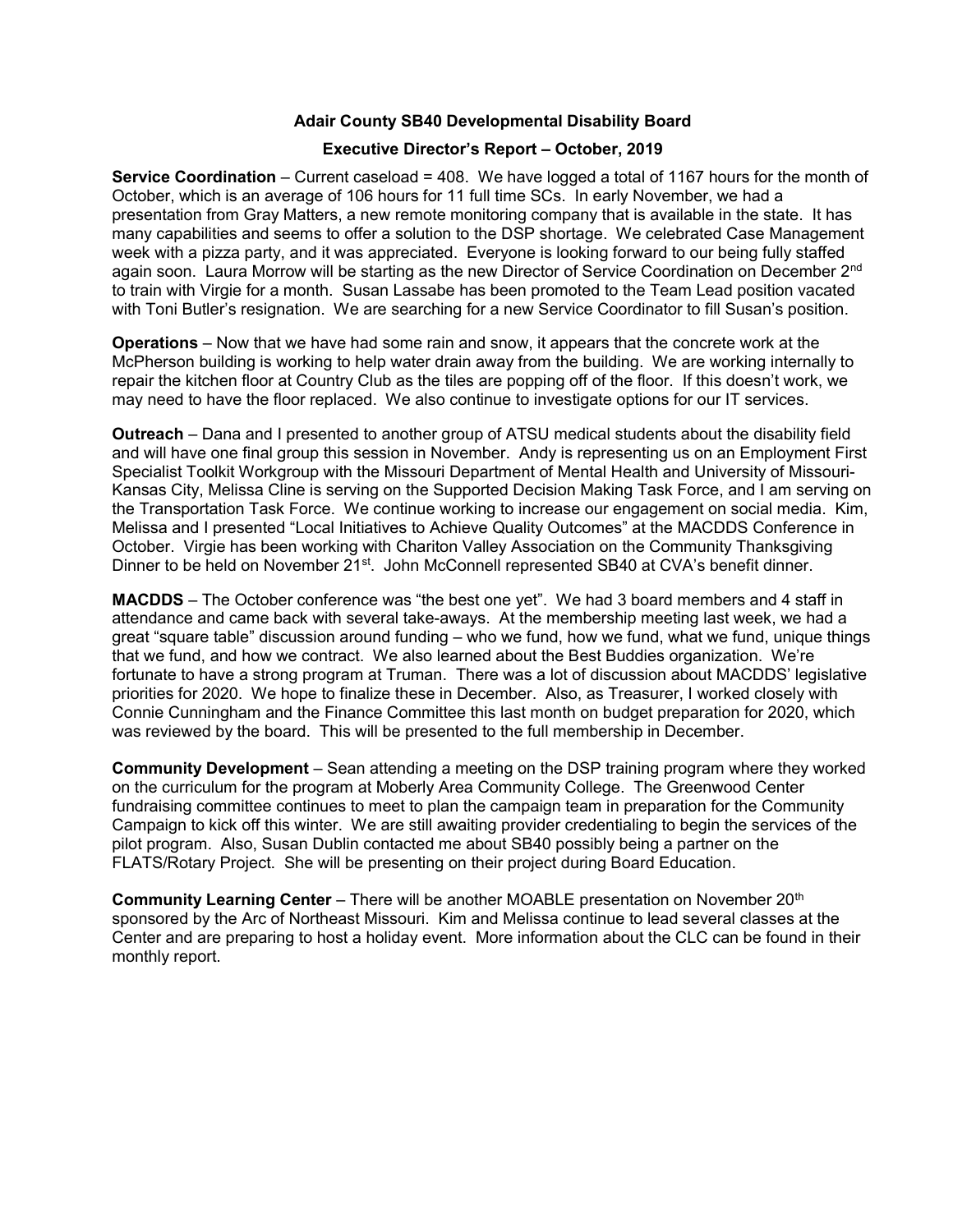**Adair County SB40 Developmental Disability Board**

**Executive Director's Report – October, 2019**

**Service Coordination** – Current caseload = 408. We have logged a total of 1167 hours for the month of October, which is an average of 106 hours for 11 full time SCs. In early November, we had a presentation from Gray Matters, a new remote monitoring company that is available in the state. It has many capabilities and seems to offer a solution to the DSP shortage. We celebrated Case Management week with a pizza party, and it was appreciated. Everyone is looking forward to our being fully staffed again soon. Laura Morrow will be starting as the new Director of Service Coordination on December 2nd to train with Virgie for a month. Susan Lassabe has been promoted to the Team Lead position vacated with Toni Butler's resignation. We are searching for a new Service Coordinator to fill Susan's position.

**Operations** – Now that we have had some rain and snow, it appears that the concrete work at the McPherson building is working to help water drain away from the building. We are working internally to repair the kitchen floor at Country Club as the tiles are popping off of the floor. If this doesn't work, we may need to have the floor replaced. We also continue to investigate options for our IT services.

**Outreach** – Dana and I presented to another group of ATSU medical students about the disability field and will have one final group this session in November. Andy is representing us on an Employment First Specialist Toolkit Workgroup with the Missouri Department of Mental Health and University of Missouri-Kansas City, Melissa Cline is serving on the Supported Decision Making Task Force, and I am serving on the Transportation Task Force. We continue working to increase our engagement on social media. Kim, Melissa and I presented "Local Initiatives to Achieve Quality Outcomes" at the MACDDS Conference in October. Virgie has been working with Chariton Valley Association on the Community Thanksgiving Dinner to be held on November 21st. John McConnell represented SB40 at CVA's benefit dinner.

**MACDDS** – The October conference was "the best one yet". We had 3 board members and 4 staff in attendance and came back with several take-aways. At the membership meeting last week, we had a great "square table" discussion around funding – who we fund, how we fund, what we fund, unique things that we fund, and how we contract. We also learned about the Best Buddies organization. We're fortunate to have a strong program at Truman. There was a lot of discussion about MACDDS' legislative priorities for 2020. We hope to finalize these in December. Also, as Treasurer, I worked closely with Connie Cunningham and the Finance Committee this last month on budget preparation for 2020, which was reviewed by the board. This will be presented to the full membership in December.

**Community Development** – Sean attending a meeting on the DSP training program where they worked on the curriculum for the program at Moberly Area Community College. The Greenwood Center fundraising committee continues to meet to plan the campaign team in preparation for the Community Campaign to kick off this winter. We are still awaiting provider credentialing to begin the services of the pilot program. Also, Susan Dublin contacted me about SB40 possibly being a partner on the FLATS/Rotary Project. She will be presenting on their project during Board Education.

**Community Learning Center** – There will be another MOABLE presentation on November 20th sponsored by the Arc of Northeast Missouri. Kim and Melissa continue to lead several classes at the Center and are preparing to host a holiday event. More information about the CLC can be found in their monthly report.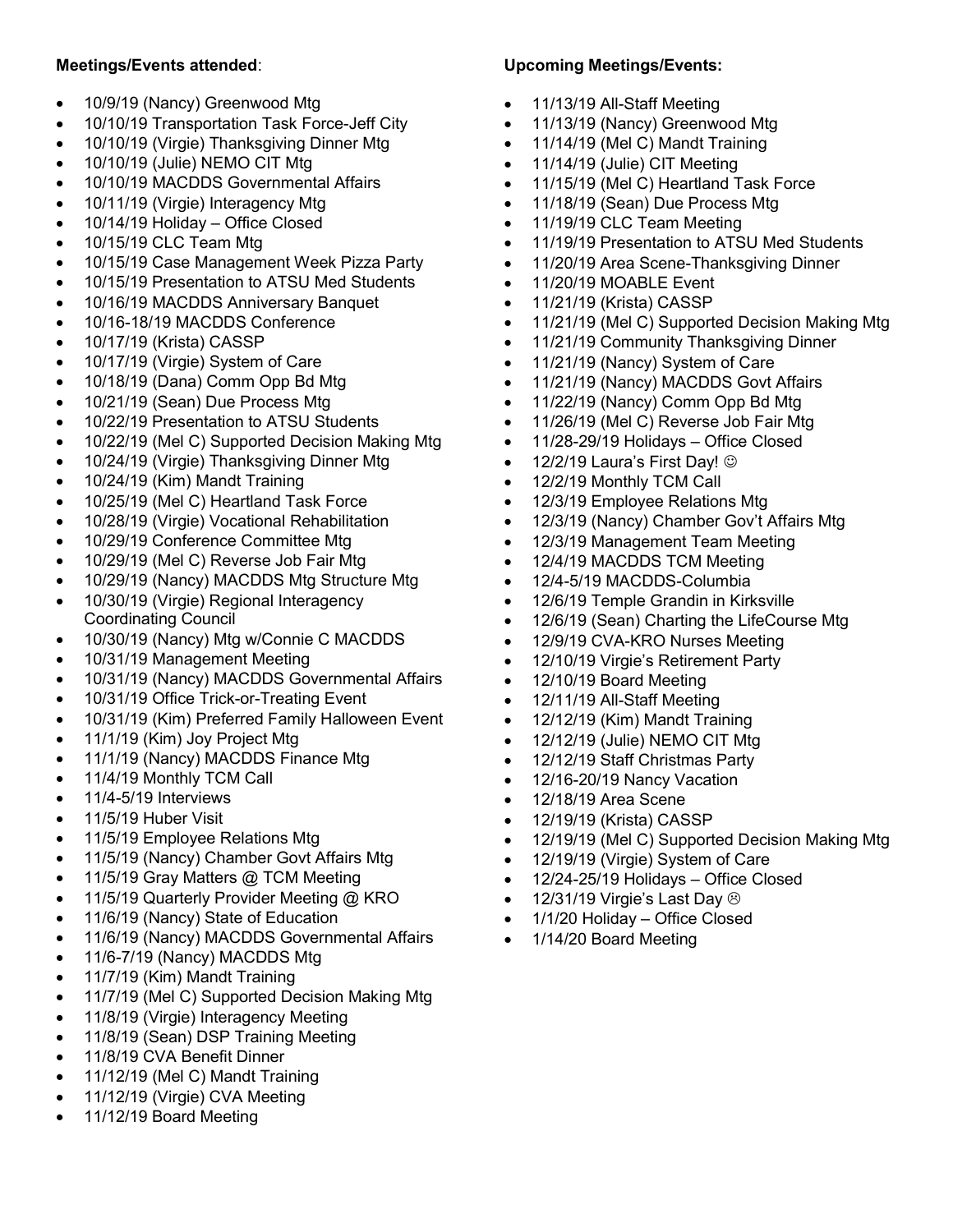**Meetings/Events attended**:

- 10/9/19 (Nancy) Greenwood Mtg
- 10/10/19 Transportation Task Force-Jeff City
- 10/10/19 (Virgie) Thanksgiving Dinner Mtg
- 10/10/19 (Julie) NEMO CIT Mtg
- 10/10/19 MACDDS Governmental Affairs
- 10/11/19 (Virgie) Interagency Mtg
- 10/14/19 Holiday – Office Closed
- 10/15/19 CLC Team Mtg
- 10/15/19 Case Management Week Pizza Party
- 10/15/19 Presentation to ATSU Med Students
- 10/16/19 MACDDS Anniversary Banquet
- 10/16-18/19 MACDDS Conference
- 10/17/19 (Krista) CASSP
- 10/17/19 (Virgie) System of Care
- 10/18/19 (Dana) Comm Opp Bd Mtg
- 10/21/19 (Sean) Due Process Mtg
- 10/22/19 Presentation to ATSU Students
- 10/22/19 (Mel C) Supported Decision Making Mtg
- 10/24/19 (Virgie) Thanksgiving Dinner Mtg
- 10/24/19 (Kim) Mandt Training
- 10/25/19 (Mel C) Heartland Task Force
- 10/28/19 (Virgie) Vocational Rehabilitation
- 10/29/19 Conference Committee Mtg
- 10/29/19 (Mel C) Reverse Job Fair Mtg
- 10/29/19 (Nancy) MACDDS Mtg Structure Mtg
- 10/30/19 (Virgie) Regional Interagency Coordinating Council
- 10/30/19 (Nancy) Mtg w/Connie C MACDDS
- 10/31/19 Management Meeting
- 10/31/19 (Nancy) MACDDS Governmental Affairs
- 10/31/19 Office Trick-or-Treating Event
- 10/31/19 (Kim) Preferred Family Halloween Event
- 11/1/19 (Kim) Joy Project Mtg
- 11/1/19 (Nancy) MACDDS Finance Mtg
- 11/4/19 Monthly TCM Call
- 11/4-5/19 Interviews
- 11/5/19 Huber Visit
- 11/5/19 Employee Relations Mtg
- 11/5/19 (Nancy) Chamber Govt Affairs Mtg
- 11/5/19 Gray Matters @ TCM Meeting
- 11/5/19 Quarterly Provider Meeting @ KRO
- 11/6/19 (Nancy) State of Education
- 11/6/19 (Nancy) MACDDS Governmental Affairs
- 11/6-7/19 (Nancy) MACDDS Mtg
- 11/7/19 (Kim) Mandt Training
- 11/7/19 (Mel C) Supported Decision Making Mtg
- 11/8/19 (Virgie) Interagency Meeting
- 11/8/19 (Sean) DSP Training Meeting
- 11/8/19 CVA Benefit Dinner
- 11/12/19 (Mel C) Mandt Training
- 11/12/19 (Virgie) CVA Meeting
- 11/12/19 Board Meeting

**Upcoming Meetings/Events:**

- 11/13/19 All-Staff Meeting
- 11/13/19 (Nancy) Greenwood Mtg
- 11/14/19 (Mel C) Mandt Training
- 11/14/19 (Julie) CIT Meeting
- 11/15/19 (Mel C) Heartland Task Force
- 11/18/19 (Sean) Due Process Mtg
- 11/19/19 CLC Team Meeting
- 11/19/19 Presentation to ATSU Med Students
- 11/20/19 Area Scene-Thanksgiving Dinner
- 11/20/19 MOABLE Event
- 11/21/19 (Krista) CASSP
- 11/21/19 (Mel C) Supported Decision Making Mtg
- 11/21/19 Community Thanksgiving Dinner
- 11/21/19 (Nancy) System of Care
- 11/21/19 (Nancy) MACDDS Govt Affairs
- 11/22/19 (Nancy) Comm Opp Bd Mtg
- 11/26/19 (Mel C) Reverse Job Fair Mtg
- 11/28-29/19 Holidays – Office Closed
- 12/2/19 Laura's First Day! ☺
- 12/2/19 Monthly TCM Call
- 12/3/19 Employee Relations Mtg
- 12/3/19 (Nancy) Chamber Gov't Affairs Mtg
- 12/3/19 Management Team Meeting
- 12/4/19 MACDDS TCM Meeting
- 12/4-5/19 MACDDS-Columbia
- 12/6/19 Temple Grandin in Kirksville
- 12/6/19 (Sean) Charting the LifeCourse Mtg
- 12/9/19 CVA-KRO Nurses Meeting
- 12/10/19 Virgie's Retirement Party
- 12/10/19 Board Meeting
- 12/11/19 All-Staff Meeting
- 12/12/19 (Kim) Mandt Training
- 12/12/19 (Julie) NEMO CIT Mtg
- 12/12/19 Staff Christmas Party
- 12/16-20/19 Nancy Vacation
- 12/18/19 Area Scene
- 12/19/19 (Krista) CASSP
- 12/19/19 (Mel C) Supported Decision Making Mtg
- 12/19/19 (Virgie) System of Care
- 12/24-25/19 Holidays – Office Closed
- 12/31/19 Virgie's Last Day ☹
- 1/1/20 Holiday – Office Closed
- 1/14/20 Board Meeting